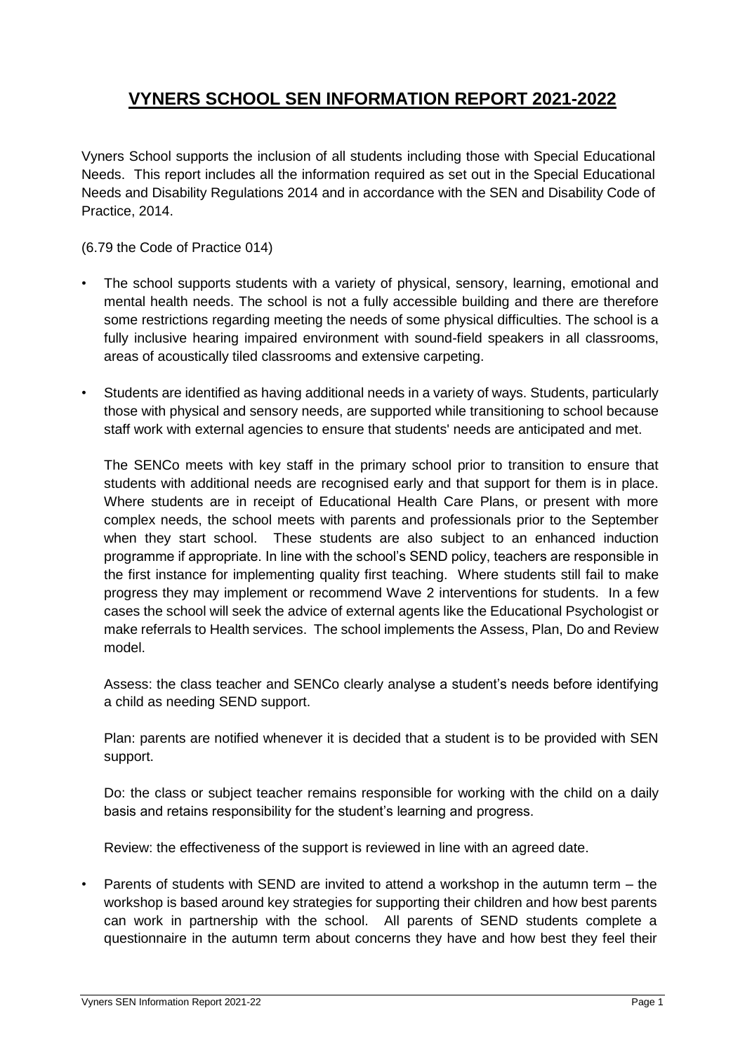# VYNERS SCHOOL SEN INFORMATION REPORT 2021-2022

Vyners School supports the inclusion of all students including those with Special Educational Needs. This report includes all the information required as set out in the Special Educational Needs and Disability Regulations 2014 and in accordance with the SEN and Disability Code of Practice, 2014.

(6.79 the Code of Practice 014)

- The school supports students with a variety of physical, sensory, learning, emotional and mental health needs. The school is not a fully accessible building and there are therefore some restrictions regarding meeting the needs of some physical difficulties. The school is a fully inclusive hearing impaired environment with sound-field speakers in all classrooms, areas of acoustically tiled classrooms and extensive carpeting.

- Students are identified as having additional needs in a variety of ways. Students, particularly those with physical and sensory needs, are supported while transitioning to school because staff work with external agencies to ensure that students' needs are anticipated and met.

  The SENCo meets with key staff in the primary school prior to transition to ensure that students with additional needs are recognised early and that support for them is in place. Where students are in receipt of Educational Health Care Plans, or present with more complex needs, the school meets with parents and professionals prior to the September when they start school. These students are also subject to an enhanced induction programme if appropriate. In line with the school's SEND policy, teachers are responsible in the first instance for implementing quality first teaching. Where students still fail to make progress they may implement or recommend Wave 2 interventions for students. In a few cases the school will seek the advice of external agents like the Educational Psychologist or make referrals to Health services. The school implements the Assess, Plan, Do and Review model.

  Assess: the class teacher and SENCo clearly analyse a student's needs before identifying a child as needing SEND support.

  Plan: parents are notified whenever it is decided that a student is to be provided with SEN support.

  Do: the class or subject teacher remains responsible for working with the child on a daily basis and retains responsibility for the student's learning and progress.

  Review: the effectiveness of the support is reviewed in line with an agreed date.

- Parents of students with SEND are invited to attend a workshop in the autumn term – the workshop is based around key strategies for supporting their children and how best parents can work in partnership with the school. All parents of SEND students complete a questionnaire in the autumn term about concerns they have and how best they feel their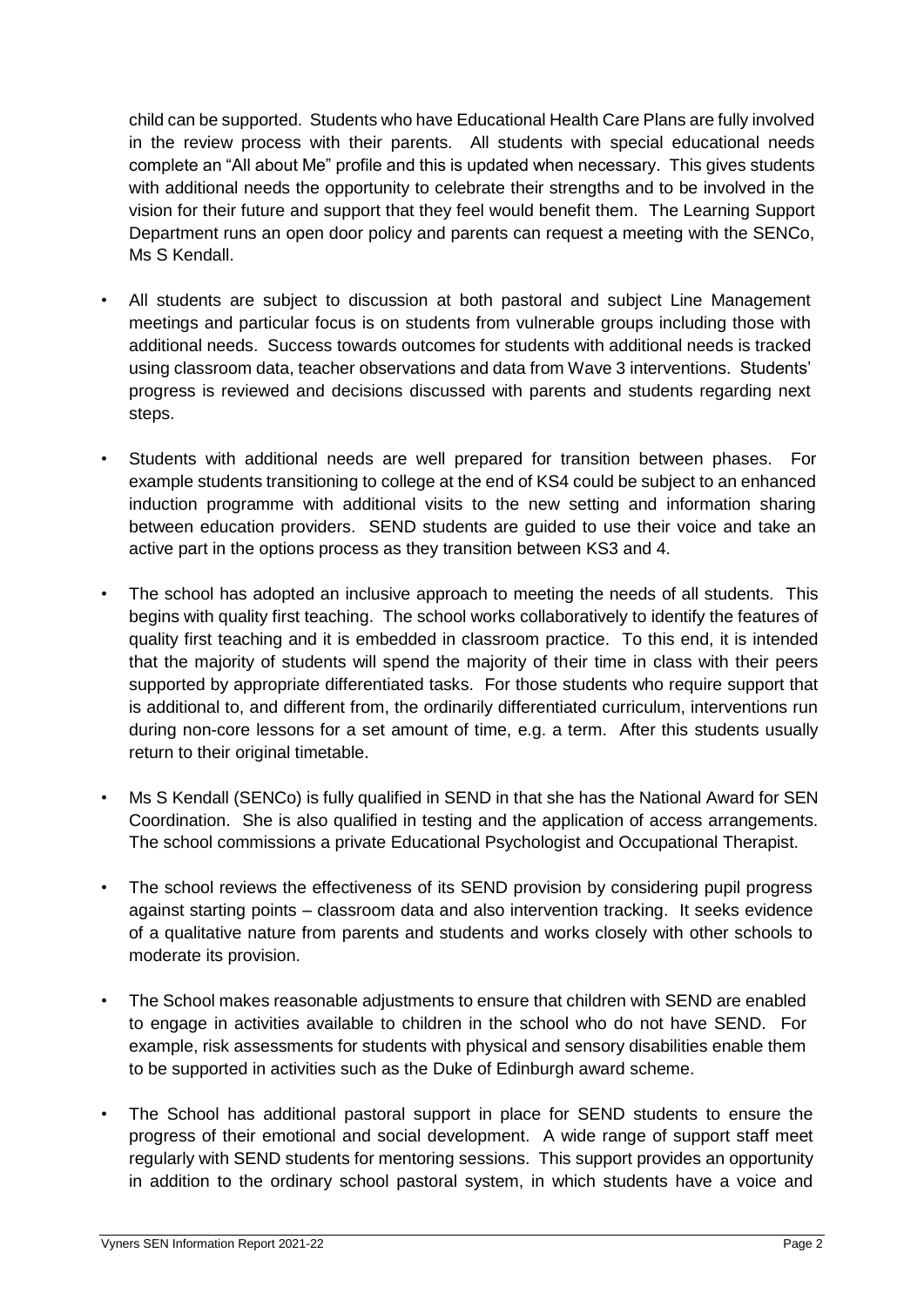child can be supported. Students who have Educational Health Care Plans are fully involved in the review process with their parents. All students with special educational needs complete an "All about Me" profile and this is updated when necessary. This gives students with additional needs the opportunity to celebrate their strengths and to be involved in the vision for their future and support that they feel would benefit them. The Learning Support Department runs an open door policy and parents can request a meeting with the SENCo, Ms S Kendall.

- All students are subject to discussion at both pastoral and subject Line Management meetings and particular focus is on students from vulnerable groups including those with additional needs. Success towards outcomes for students with additional needs is tracked using classroom data, teacher observations and data from Wave 3 interventions. Students' progress is reviewed and decisions discussed with parents and students regarding next steps.

- Students with additional needs are well prepared for transition between phases. For example students transitioning to college at the end of KS4 could be subject to an enhanced induction programme with additional visits to the new setting and information sharing between education providers. SEND students are guided to use their voice and take an active part in the options process as they transition between KS3 and 4.

- The school has adopted an inclusive approach to meeting the needs of all students. This begins with quality first teaching. The school works collaboratively to identify the features of quality first teaching and it is embedded in classroom practice. To this end, it is intended that the majority of students will spend the majority of their time in class with their peers supported by appropriate differentiated tasks. For those students who require support that is additional to, and different from, the ordinarily differentiated curriculum, interventions run during non-core lessons for a set amount of time, e.g. a term. After this students usually return to their original timetable.

- Ms S Kendall (SENCo) is fully qualified in SEND in that she has the National Award for SEN Coordination. She is also qualified in testing and the application of access arrangements. The school commissions a private Educational Psychologist and Occupational Therapist.

- The school reviews the effectiveness of its SEND provision by considering pupil progress against starting points – classroom data and also intervention tracking. It seeks evidence of a qualitative nature from parents and students and works closely with other schools to moderate its provision.

- The School makes reasonable adjustments to ensure that children with SEND are enabled to engage in activities available to children in the school who do not have SEND. For example, risk assessments for students with physical and sensory disabilities enable them to be supported in activities such as the Duke of Edinburgh award scheme.

- The School has additional pastoral support in place for SEND students to ensure the progress of their emotional and social development. A wide range of support staff meet regularly with SEND students for mentoring sessions. This support provides an opportunity in addition to the ordinary school pastoral system, in which students have a voice and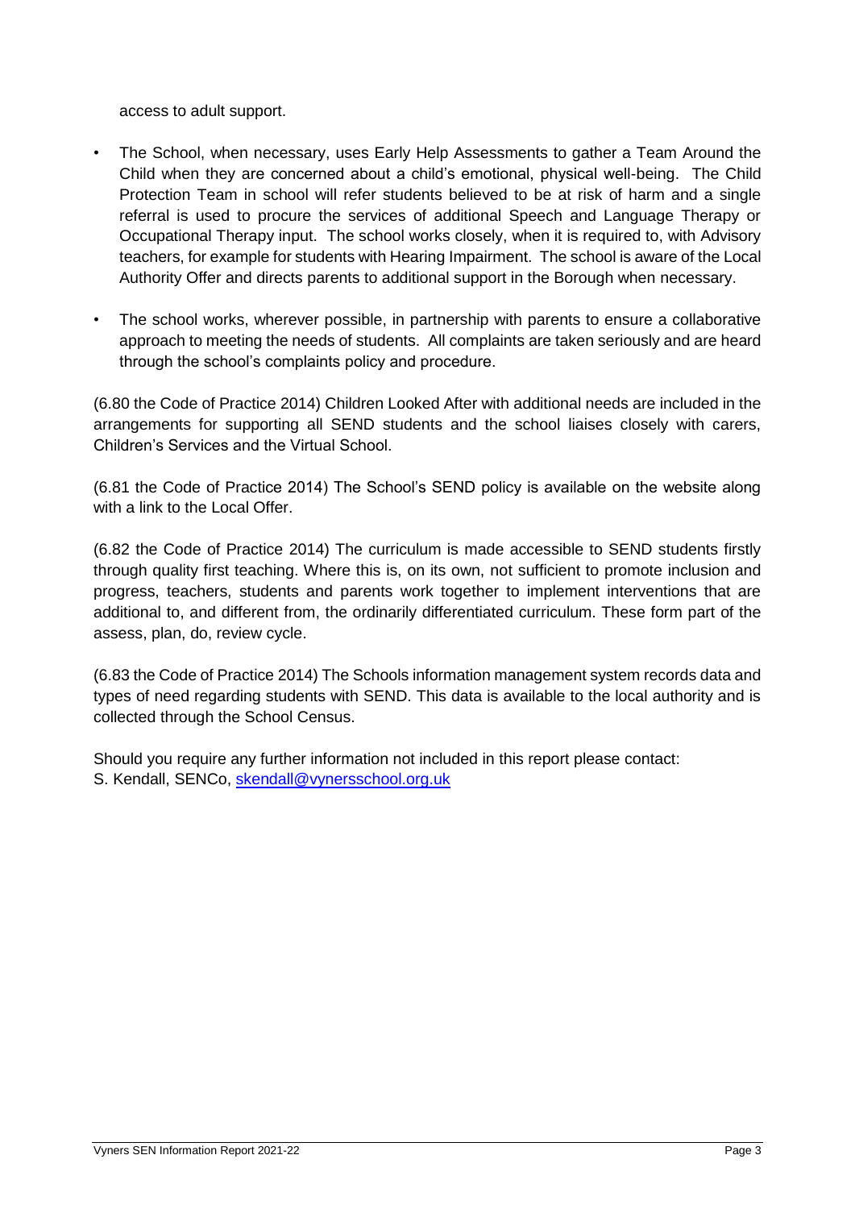access to adult support.

- The School, when necessary, uses Early Help Assessments to gather a Team Around the Child when they are concerned about a child's emotional, physical well-being. The Child Protection Team in school will refer students believed to be at risk of harm and a single referral is used to procure the services of additional Speech and Language Therapy or Occupational Therapy input. The school works closely, when it is required to, with Advisory teachers, for example for students with Hearing Impairment. The school is aware of the Local Authority Offer and directs parents to additional support in the Borough when necessary.

- The school works, wherever possible, in partnership with parents to ensure a collaborative approach to meeting the needs of students. All complaints are taken seriously and are heard through the school's complaints policy and procedure.

(6.80 the Code of Practice 2014) Children Looked After with additional needs are included in the arrangements for supporting all SEND students and the school liaises closely with carers, Children's Services and the Virtual School.

(6.81 the Code of Practice 2014) The School's SEND policy is available on the website along with a link to the Local Offer.

(6.82 the Code of Practice 2014) The curriculum is made accessible to SEND students firstly through quality first teaching. Where this is, on its own, not sufficient to promote inclusion and progress, teachers, students and parents work together to implement interventions that are additional to, and different from, the ordinarily differentiated curriculum. These form part of the assess, plan, do, review cycle.

(6.83 the Code of Practice 2014) The Schools information management system records data and types of need regarding students with SEND. This data is available to the local authority and is collected through the School Census.

Should you require any further information not included in this report please contact:
S. Kendall, SENCo, [skendall@vynersschool.org.uk](mailto:skendall@vynersschool.org.uk)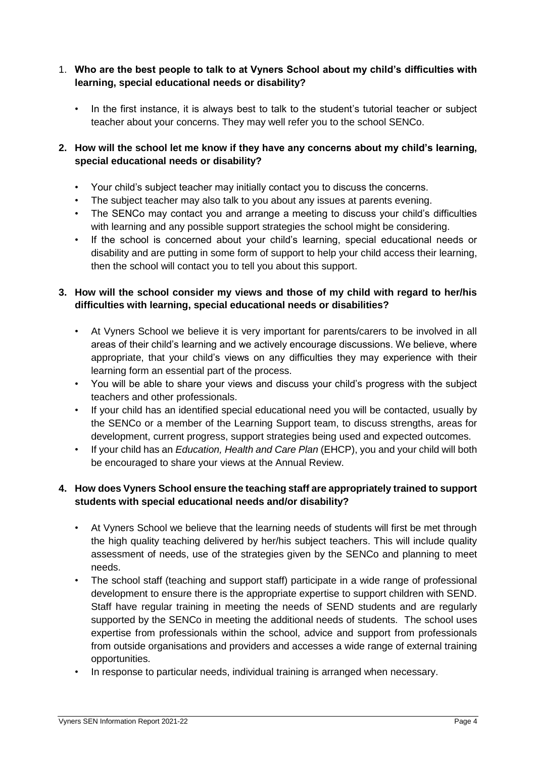1. **Who are the best people to talk to at Vyners School about my child's difficulties with learning, special educational needs or disability?**

    - In the first instance, it is always best to talk to the student's tutorial teacher or subject teacher about your concerns. They may well refer you to the school SENCo.

2. **How will the school let me know if they have any concerns about my child's learning, special educational needs or disability?**

    - Your child's subject teacher may initially contact you to discuss the concerns.
    - The subject teacher may also talk to you about any issues at parents evening.
    - The SENCo may contact you and arrange a meeting to discuss your child's difficulties with learning and any possible support strategies the school might be considering.
    - If the school is concerned about your child's learning, special educational needs or disability and are putting in some form of support to help your child access their learning, then the school will contact you to tell you about this support.

3. **How will the school consider my views and those of my child with regard to her/his difficulties with learning, special educational needs or disabilities?**

    - At Vyners School we believe it is very important for parents/carers to be involved in all areas of their child's learning and we actively encourage discussions. We believe, where appropriate, that your child's views on any difficulties they may experience with their learning form an essential part of the process.
    - You will be able to share your views and discuss your child's progress with the subject teachers and other professionals.
    - If your child has an identified special educational need you will be contacted, usually by the SENCo or a member of the Learning Support team, to discuss strengths, areas for development, current progress, support strategies being used and expected outcomes.
    - If your child has an *Education, Health and Care Plan* (EHCP), you and your child will both be encouraged to share your views at the Annual Review.

4. **How does Vyners School ensure the teaching staff are appropriately trained to support students with special educational needs and/or disability?**

    - At Vyners School we believe that the learning needs of students will first be met through the high quality teaching delivered by her/his subject teachers. This will include quality assessment of needs, use of the strategies given by the SENCo and planning to meet needs.
    - The school staff (teaching and support staff) participate in a wide range of professional development to ensure there is the appropriate expertise to support children with SEND. Staff have regular training in meeting the needs of SEND students and are regularly supported by the SENCo in meeting the additional needs of students. The school uses expertise from professionals within the school, advice and support from professionals from outside organisations and providers and accesses a wide range of external training opportunities.
    - In response to particular needs, individual training is arranged when necessary.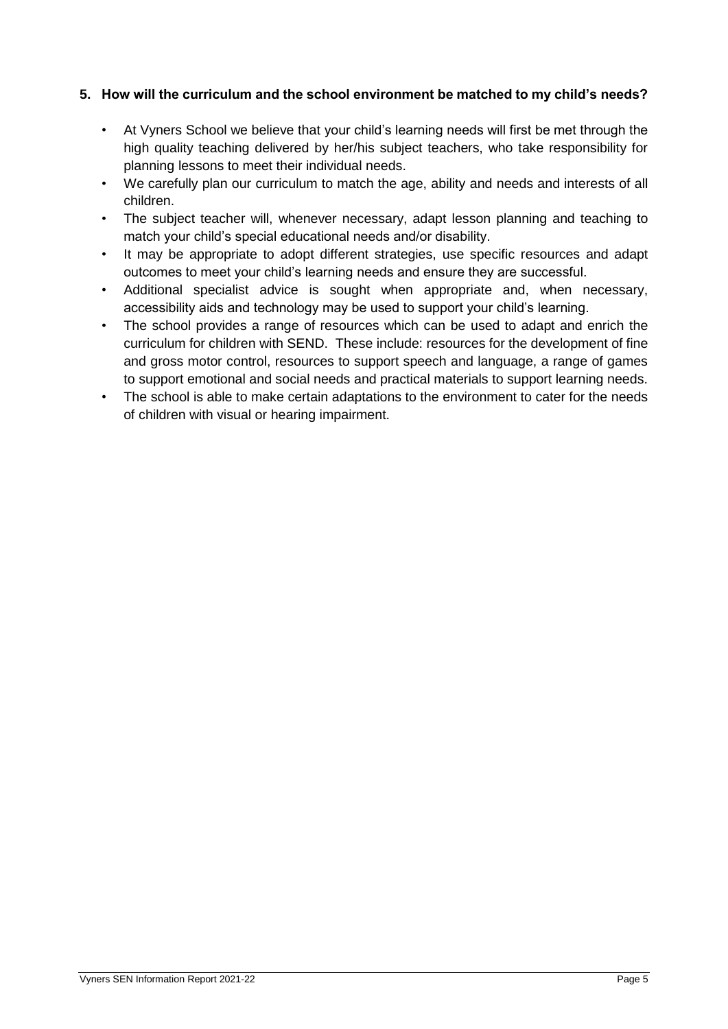## 5. How will the curriculum and the school environment be matched to my child's needs?

- At Vyners School we believe that your child's learning needs will first be met through the high quality teaching delivered by her/his subject teachers, who take responsibility for planning lessons to meet their individual needs.
- We carefully plan our curriculum to match the age, ability and needs and interests of all children.
- The subject teacher will, whenever necessary, adapt lesson planning and teaching to match your child's special educational needs and/or disability.
- It may be appropriate to adopt different strategies, use specific resources and adapt outcomes to meet your child's learning needs and ensure they are successful.
- Additional specialist advice is sought when appropriate and, when necessary, accessibility aids and technology may be used to support your child's learning.
- The school provides a range of resources which can be used to adapt and enrich the curriculum for children with SEND. These include: resources for the development of fine and gross motor control, resources to support speech and language, a range of games to support emotional and social needs and practical materials to support learning needs.
- The school is able to make certain adaptations to the environment to cater for the needs of children with visual or hearing impairment.